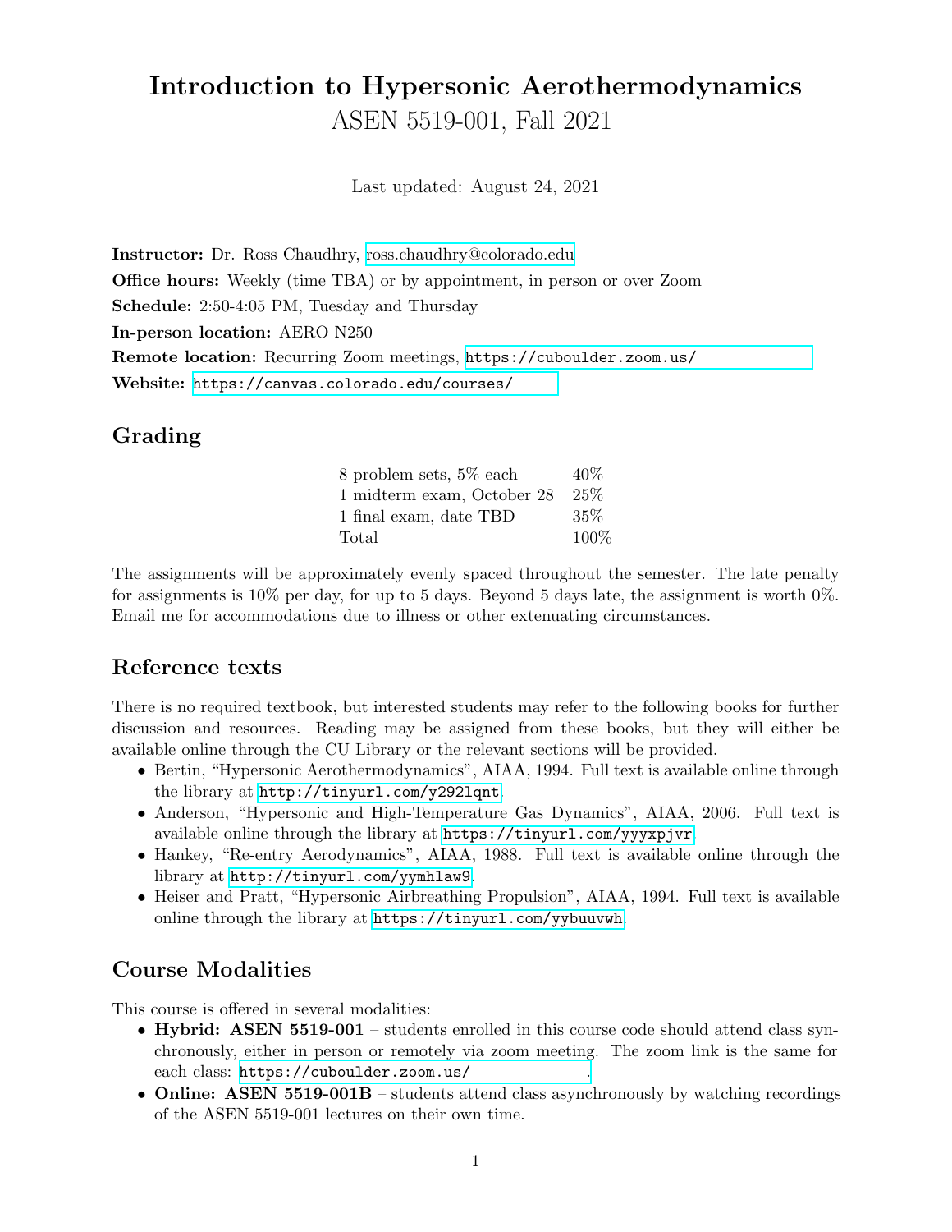# Introduction to Hypersonic Aerothermodynamics

ASEN 5519-001, Fall 2021

Last updated: August 24, 2021

**Instructor:** Dr. Ross Chaudhry, ross.chaudhry@colorado.edu

**Office hours:** Weekly (time TBA) or by appointment, in person or over Zoom

**Schedule:** 2:50-4:05 PM, Tuesday and Thursday

**In-person location:** AERO N250

**Remote location:** Recurring Zoom meetings, https://cuboulder.zoom.us/

**Website:** https://canvas.colorado.edu/courses/

## Grading

| | |
|---|---|
| 8 problem sets, 5% each | 40% |
| 1 midterm exam, October 28 | 25% |
| 1 final exam, date TBD | 35% |
| Total | 100% |

The assignments will be approximately evenly spaced throughout the semester. The late penalty for assignments is 10% per day, for up to 5 days. Beyond 5 days late, the assignment is worth 0%. Email me for accommodations due to illness or other extenuating circumstances.

## Reference texts

There is no required textbook, but interested students may refer to the following books for further discussion and resources. Reading may be assigned from these books, but they will either be available online through the CU Library or the relevant sections will be provided.

- Bertin, "Hypersonic Aerothermodynamics", AIAA, 1994. Full text is available online through the library at http://tinyurl.com/y292lqnt.
- Anderson, "Hypersonic and High-Temperature Gas Dynamics", AIAA, 2006. Full text is available online through the library at https://tinyurl.com/yyyxpjvr.
- Hankey, "Re-entry Aerodynamics", AIAA, 1988. Full text is available online through the library at http://tinyurl.com/yymhlaw9.
- Heiser and Pratt, "Hypersonic Airbreathing Propulsion", AIAA, 1994. Full text is available online through the library at https://tinyurl.com/yybuuvwh.

## Course Modalities

This course is offered in several modalities:

- **Hybrid: ASEN 5519-001** – students enrolled in this course code should attend class synchronously, either in person or remotely via zoom meeting. The zoom link is the same for each class: https://cuboulder.zoom.us/.
- **Online: ASEN 5519-001B** – students attend class asynchronously by watching recordings of the ASEN 5519-001 lectures on their own time.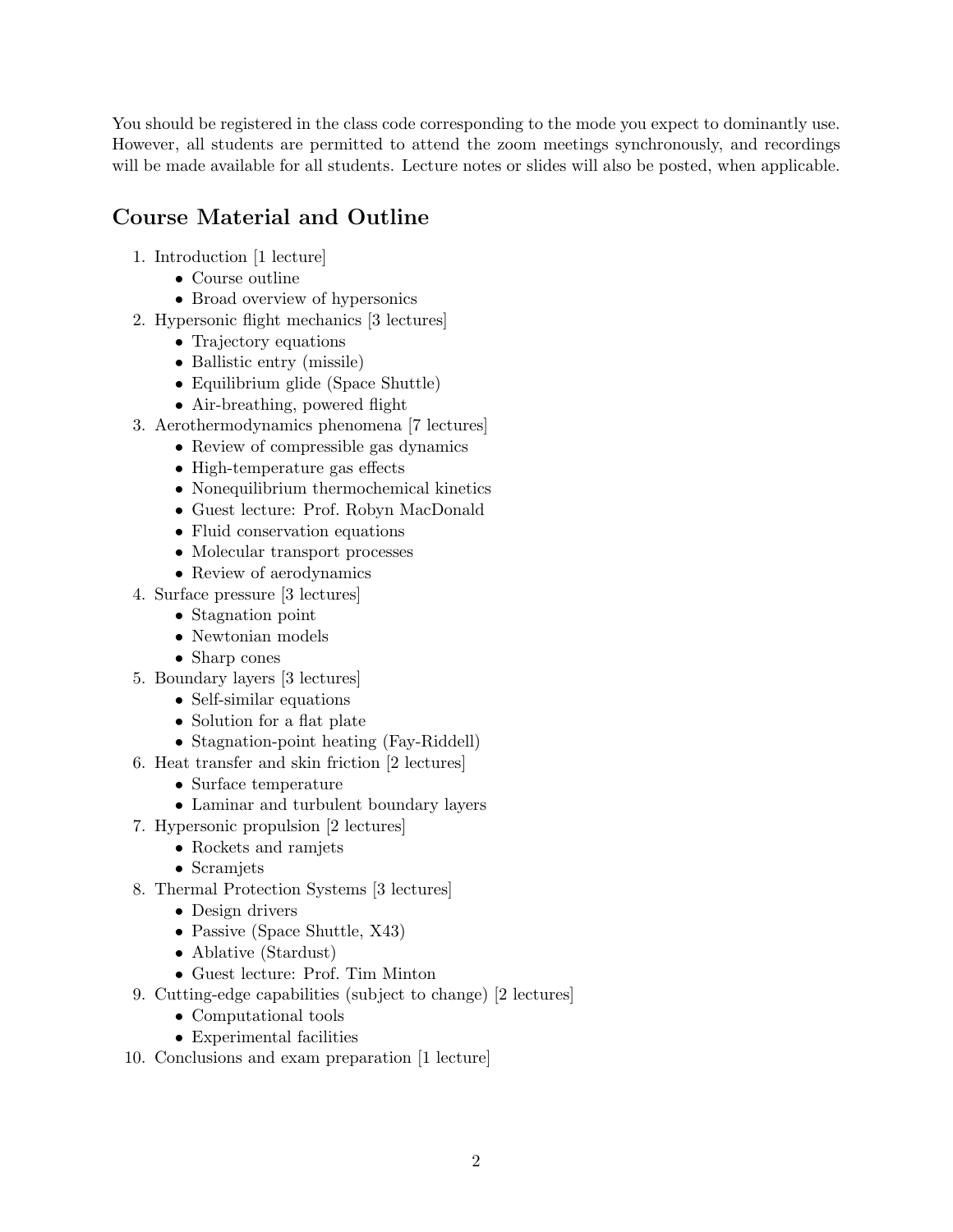You should be registered in the class code corresponding to the mode you expect to dominantly use. However, all students are permitted to attend the zoom meetings synchronously, and recordings will be made available for all students. Lecture notes or slides will also be posted, when applicable.

## Course Material and Outline

1. Introduction [1 lecture]
   - Course outline
   - Broad overview of hypersonics
2. Hypersonic flight mechanics [3 lectures]
   - Trajectory equations
   - Ballistic entry (missile)
   - Equilibrium glide (Space Shuttle)
   - Air-breathing, powered flight
3. Aerothermodynamics phenomena [7 lectures]
   - Review of compressible gas dynamics
   - High-temperature gas effects
   - Nonequilibrium thermochemical kinetics
   - Guest lecture: Prof. Robyn MacDonald
   - Fluid conservation equations
   - Molecular transport processes
   - Review of aerodynamics
4. Surface pressure [3 lectures]
   - Stagnation point
   - Newtonian models
   - Sharp cones
5. Boundary layers [3 lectures]
   - Self-similar equations
   - Solution for a flat plate
   - Stagnation-point heating (Fay-Riddell)
6. Heat transfer and skin friction [2 lectures]
   - Surface temperature
   - Laminar and turbulent boundary layers
7. Hypersonic propulsion [2 lectures]
   - Rockets and ramjets
   - Scramjets
8. Thermal Protection Systems [3 lectures]
   - Design drivers
   - Passive (Space Shuttle, X43)
   - Ablative (Stardust)
   - Guest lecture: Prof. Tim Minton
9. Cutting-edge capabilities (subject to change) [2 lectures]
   - Computational tools
   - Experimental facilities
10. Conclusions and exam preparation [1 lecture]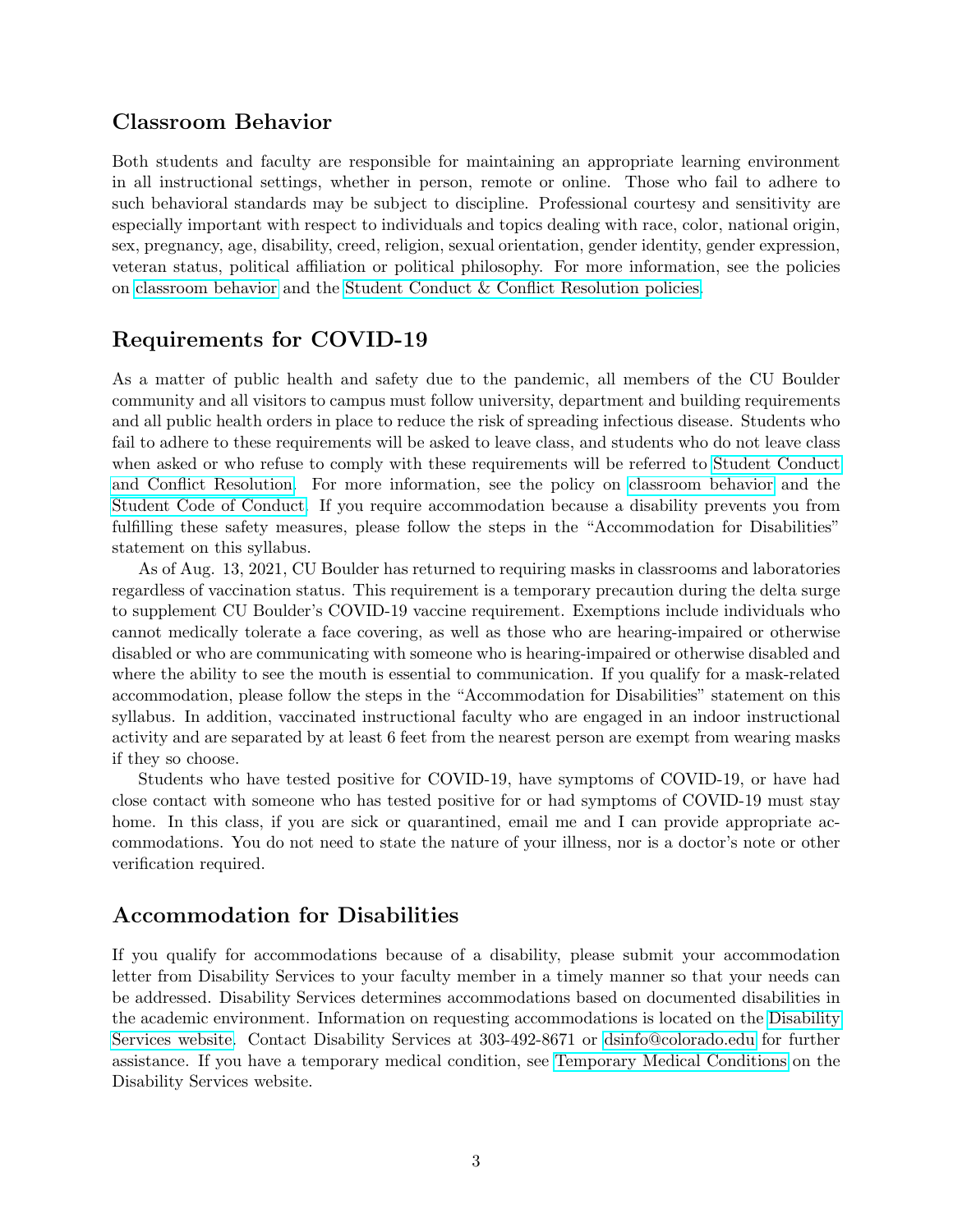## Classroom Behavior

Both students and faculty are responsible for maintaining an appropriate learning environment in all instructional settings, whether in person, remote or online. Those who fail to adhere to such behavioral standards may be subject to discipline. Professional courtesy and sensitivity are especially important with respect to individuals and topics dealing with race, color, national origin, sex, pregnancy, age, disability, creed, religion, sexual orientation, gender identity, gender expression, veteran status, political affiliation or political philosophy. For more information, see the policies on classroom behavior and the Student Conduct & Conflict Resolution policies.

## Requirements for COVID-19

As a matter of public health and safety due to the pandemic, all members of the CU Boulder community and all visitors to campus must follow university, department and building requirements and all public health orders in place to reduce the risk of spreading infectious disease. Students who fail to adhere to these requirements will be asked to leave class, and students who do not leave class when asked or who refuse to comply with these requirements will be referred to Student Conduct and Conflict Resolution. For more information, see the policy on classroom behavior and the Student Code of Conduct. If you require accommodation because a disability prevents you from fulfilling these safety measures, please follow the steps in the "Accommodation for Disabilities" statement on this syllabus.

As of Aug. 13, 2021, CU Boulder has returned to requiring masks in classrooms and laboratories regardless of vaccination status. This requirement is a temporary precaution during the delta surge to supplement CU Boulder's COVID-19 vaccine requirement. Exemptions include individuals who cannot medically tolerate a face covering, as well as those who are hearing-impaired or otherwise disabled or who are communicating with someone who is hearing-impaired or otherwise disabled and where the ability to see the mouth is essential to communication. If you qualify for a mask-related accommodation, please follow the steps in the "Accommodation for Disabilities" statement on this syllabus. In addition, vaccinated instructional faculty who are engaged in an indoor instructional activity and are separated by at least 6 feet from the nearest person are exempt from wearing masks if they so choose.

Students who have tested positive for COVID-19, have symptoms of COVID-19, or have had close contact with someone who has tested positive for or had symptoms of COVID-19 must stay home. In this class, if you are sick or quarantined, email me and I can provide appropriate accommodations. You do not need to state the nature of your illness, nor is a doctor's note or other verification required.

## Accommodation for Disabilities

If you qualify for accommodations because of a disability, please submit your accommodation letter from Disability Services to your faculty member in a timely manner so that your needs can be addressed. Disability Services determines accommodations based on documented disabilities in the academic environment. Information on requesting accommodations is located on the Disability Services website. Contact Disability Services at 303-492-8671 or dsinfo@colorado.edu for further assistance. If you have a temporary medical condition, see Temporary Medical Conditions on the Disability Services website.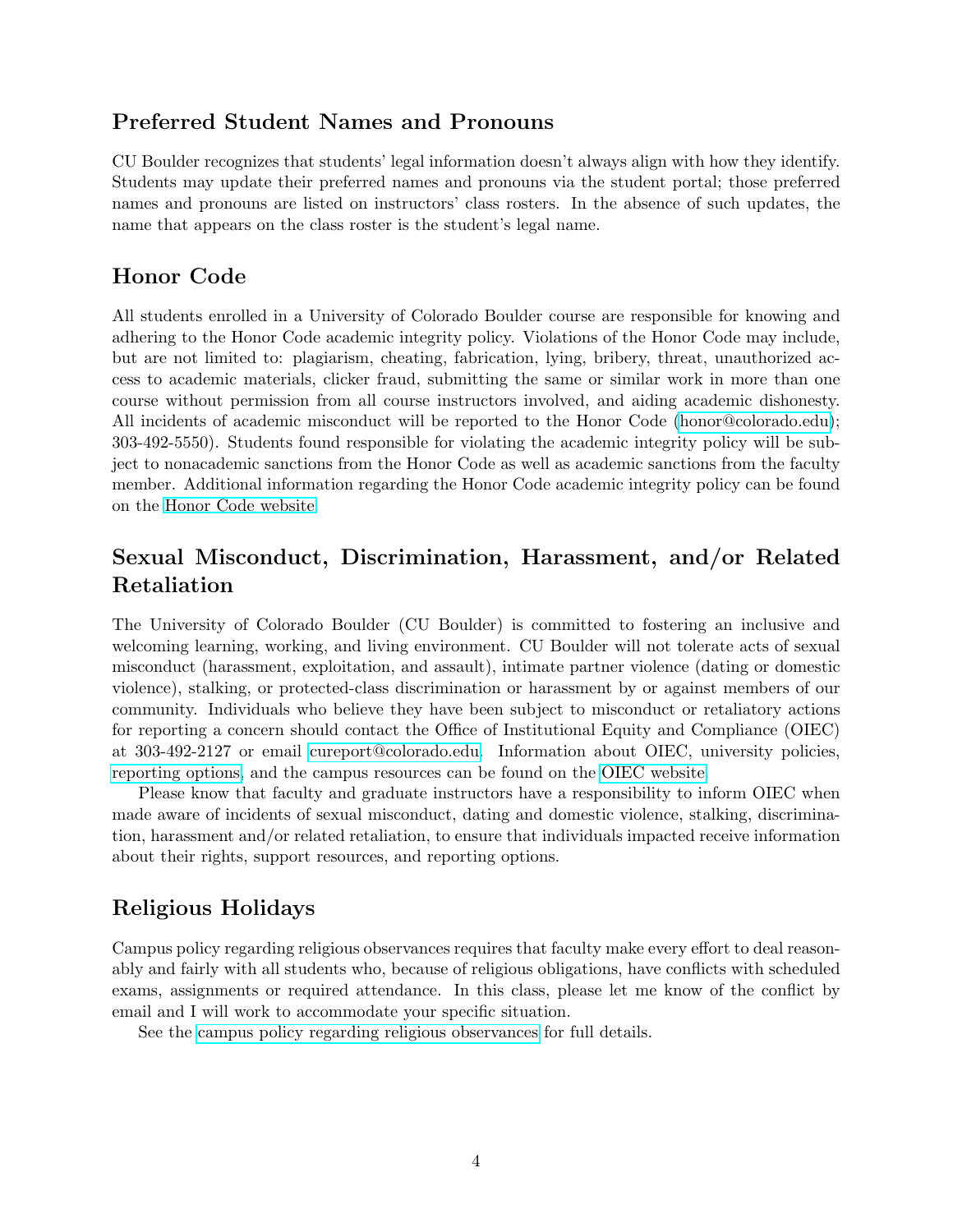## Preferred Student Names and Pronouns

CU Boulder recognizes that students' legal information doesn't always align with how they identify. Students may update their preferred names and pronouns via the student portal; those preferred names and pronouns are listed on instructors' class rosters. In the absence of such updates, the name that appears on the class roster is the student's legal name.

## Honor Code

All students enrolled in a University of Colorado Boulder course are responsible for knowing and adhering to the Honor Code academic integrity policy. Violations of the Honor Code may include, but are not limited to: plagiarism, cheating, fabrication, lying, bribery, threat, unauthorized access to academic materials, clicker fraud, submitting the same or similar work in more than one course without permission from all course instructors involved, and aiding academic dishonesty. All incidents of academic misconduct will be reported to the Honor Code (honor@colorado.edu; 303-492-5550). Students found responsible for violating the academic integrity policy will be subject to nonacademic sanctions from the Honor Code as well as academic sanctions from the faculty member. Additional information regarding the Honor Code academic integrity policy can be found on the Honor Code website.

## Sexual Misconduct, Discrimination, Harassment, and/or Related Retaliation

The University of Colorado Boulder (CU Boulder) is committed to fostering an inclusive and welcoming learning, working, and living environment. CU Boulder will not tolerate acts of sexual misconduct (harassment, exploitation, and assault), intimate partner violence (dating or domestic violence), stalking, or protected-class discrimination or harassment by or against members of our community. Individuals who believe they have been subject to misconduct or retaliatory actions for reporting a concern should contact the Office of Institutional Equity and Compliance (OIEC) at 303-492-2127 or email cureport@colorado.edu. Information about OIEC, university policies, reporting options, and the campus resources can be found on the OIEC website.

Please know that faculty and graduate instructors have a responsibility to inform OIEC when made aware of incidents of sexual misconduct, dating and domestic violence, stalking, discrimination, harassment and/or related retaliation, to ensure that individuals impacted receive information about their rights, support resources, and reporting options.

## Religious Holidays

Campus policy regarding religious observances requires that faculty make every effort to deal reasonably and fairly with all students who, because of religious obligations, have conflicts with scheduled exams, assignments or required attendance. In this class, please let me know of the conflict by email and I will work to accommodate your specific situation.

See the campus policy regarding religious observances for full details.